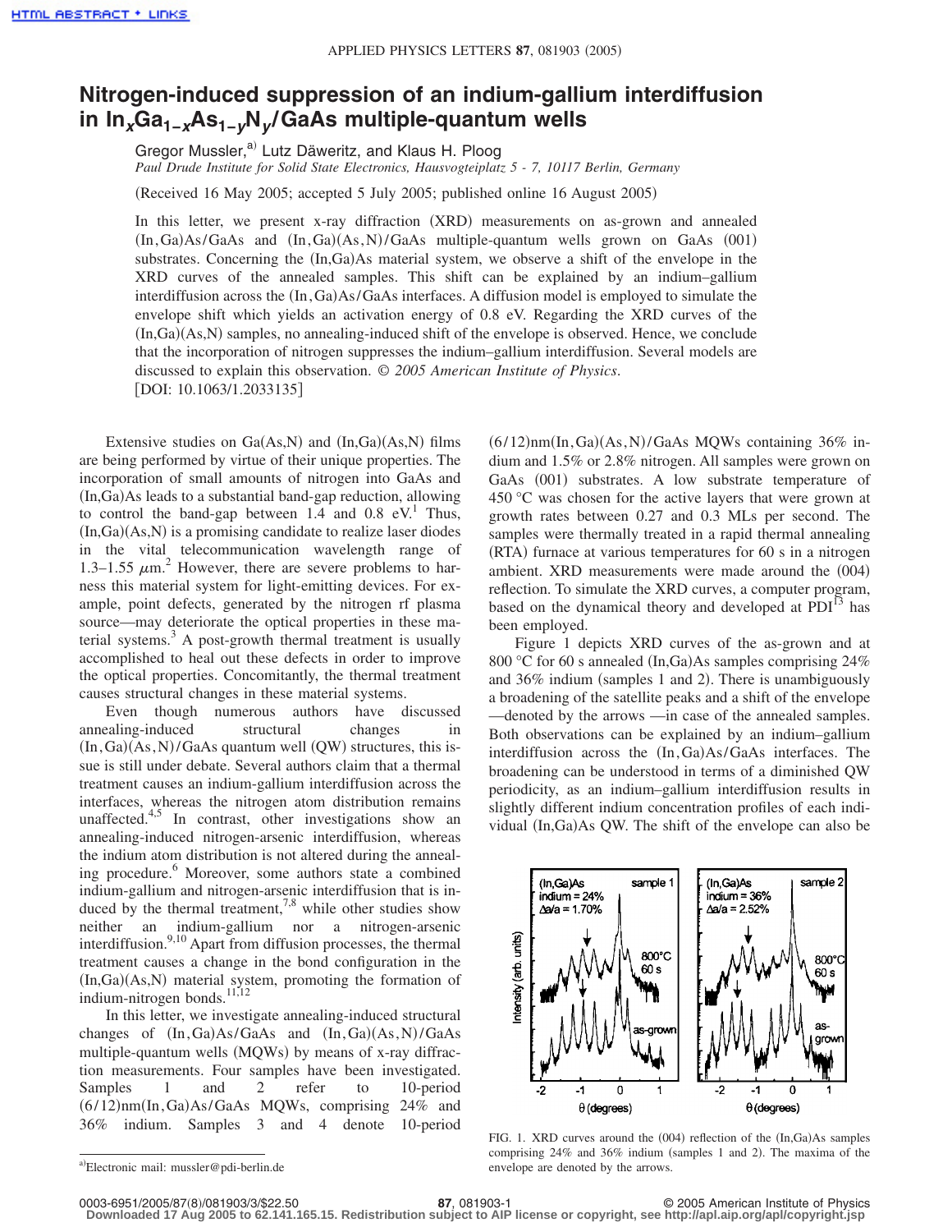# Nitrogen-induced suppression of an indium-gallium interdiffusion in $In_xGa_{1-x}As_{1-y}N_y$/GaAs multiple-quantum wells

Gregor Mussler,[a] Lutz Däweritz, and Klaus H. Ploog

*Paul Drude Institute for Solid State Electronics, Hausvogteiplatz 5 - 7, 10117 Berlin, Germany*

(Received 16 May 2005; accepted 5 July 2005; published online 16 August 2005)

In this letter, we present x-ray diffraction (XRD) measurements on as-grown and annealed (In,Ga)As/GaAs and (In,Ga)(As,N)/GaAs multiple-quantum wells grown on GaAs (001) substrates. Concerning the (In,Ga)As material system, we observe a shift of the envelope in the XRD curves of the annealed samples. This shift can be explained by an indium–gallium interdiffusion across the (In,Ga)As/GaAs interfaces. A diffusion model is employed to simulate the envelope shift which yields an activation energy of 0.8 eV. Regarding the XRD curves of the (In,Ga)(As,N) samples, no annealing-induced shift of the envelope is observed. Hence, we conclude that the incorporation of nitrogen suppresses the indium–gallium interdiffusion. Several models are discussed to explain this observation. © *2005 American Institute of Physics*. [DOI: 10.1063/1.2033135]

Extensive studies on Ga(As,N) and (In,Ga)(As,N) films are being performed by virtue of their unique properties. The incorporation of small amounts of nitrogen into GaAs and (In,Ga)As leads to a substantial band-gap reduction, allowing to control the band-gap between 1.4 and 0.8 eV.[1] Thus, (In,Ga)(As,N) is a promising candidate to realize laser diodes in the vital telecommunication wavelength range of 1.3–1.55 $\mu$m.[2] However, there are severe problems to harness this material system for light-emitting devices. For example, point defects, generated by the nitrogen rf plasma source—may deteriorate the optical properties in these material systems.[3] A post-growth thermal treatment is usually accomplished to heal out these defects in order to improve the optical properties. Concomitantly, the thermal treatment causes structural changes in these material systems.

Even though numerous authors have discussed annealing-induced structural changes in (In,Ga)(As,N)/GaAs quantum well (QW) structures, this issue is still under debate. Several authors claim that a thermal treatment causes an indium-gallium interdiffusion across the interfaces, whereas the nitrogen atom distribution remains unaffected.[4,5] In contrast, other investigations show an annealing-induced nitrogen-arsenic interdiffusion, whereas the indium atom distribution is not altered during the annealing procedure.[6] Moreover, some authors state a combined indium-gallium and nitrogen-arsenic interdiffusion that is induced by the thermal treatment,[7,8] while other studies show neither an indium-gallium nor a nitrogen-arsenic interdiffusion.[9,10] Apart from diffusion processes, the thermal treatment causes a change in the bond configuration in the (In,Ga)(As,N) material system, promoting the formation of indium-nitrogen bonds.[11,12]

In this letter, we investigate annealing-induced structural changes of (In,Ga)As/GaAs and (In,Ga)(As,N)/GaAs multiple-quantum wells (MQWs) by means of x-ray diffraction measurements. Four samples have been investigated. Samples 1 and 2 refer to 10-period (6/12)nm(In,Ga)As/GaAs MQWs, comprising 24% and 36% indium. Samples 3 and 4 denote 10-period (6/12)nm(In,Ga)(As,N)/GaAs MQWs containing 36% indium and 1.5% or 2.8% nitrogen. All samples were grown on GaAs (001) substrates. A low substrate temperature of 450 °C was chosen for the active layers that were grown at growth rates between 0.27 and 0.3 MLs per second. The samples were thermally treated in a rapid thermal annealing (RTA) furnace at various temperatures for 60 s in a nitrogen ambient. XRD measurements were made around the (004) reflection. To simulate the XRD curves, a computer program, based on the dynamical theory and developed at PDI[13] has been employed.

Figure 1 depicts XRD curves of the as-grown and at 800 °C for 60 s annealed (In,Ga)As samples comprising 24% and 36% indium (samples 1 and 2). There is unambiguously a broadening of the satellite peaks and a shift of the envelope—denoted by the arrows —in case of the annealed samples. Both observations can be explained by an indium–gallium interdiffusion across the (In,Ga)As/GaAs interfaces. The broadening can be understood in terms of a diminished QW periodicity, as an indium–gallium interdiffusion results in slightly different indium concentration profiles of each individual (In,Ga)As QW. The shift of the envelope can also be

FIG. 1. XRD curves around the (004) reflection of the (In,Ga)As samples comprising 24% and 36% indium (samples 1 and 2). The maxima of the envelope are denoted by the arrows.

[a]Electronic mail: mussler@pdi-berlin.de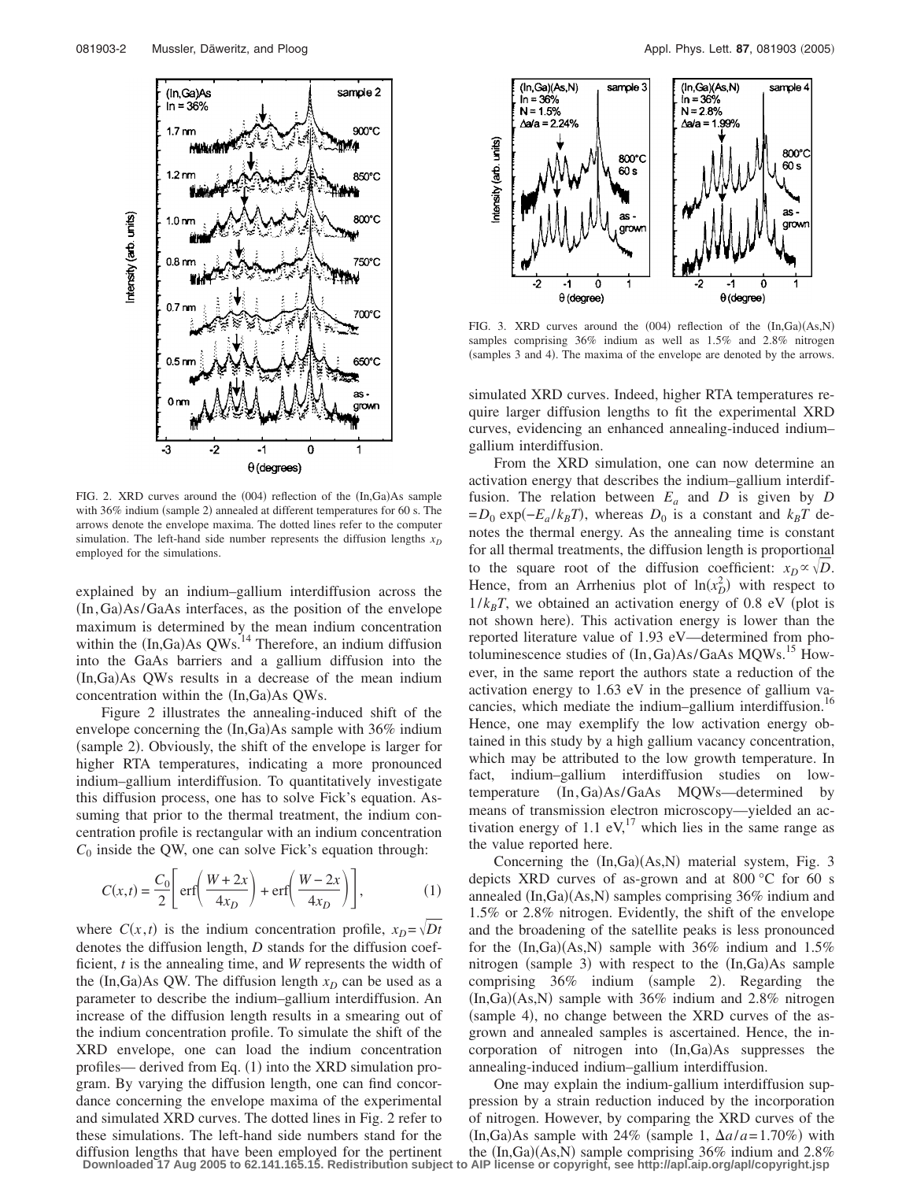FIG. 2. XRD curves around the (004) reflection of the (In,Ga)As sample with 36% indium (sample 2) annealed at different temperatures for 60 s. The arrows denote the envelope maxima. The dotted lines refer to the computer simulation. The left-hand side number represents the diffusion lengths $x_D$ employed for the simulations.

explained by an indium–gallium interdiffusion across the (In,Ga)As/GaAs interfaces, as the position of the envelope maximum is determined by the mean indium concentration within the (In,Ga)As QWs.[14] Therefore, an indium diffusion into the GaAs barriers and a gallium diffusion into the (In,Ga)As QWs results in a decrease of the mean indium concentration within the (In,Ga)As QWs.

Figure 2 illustrates the annealing-induced shift of the envelope concerning the (In,Ga)As sample with 36% indium (sample 2). Obviously, the shift of the envelope is larger for higher RTA temperatures, indicating a more pronounced indium–gallium interdiffusion. To quantitatively investigate this diffusion process, one has to solve Fick's equation. Assuming that prior to the thermal treatment, the indium concentration profile is rectangular with an indium concentration $C_0$ inside the QW, one can solve Fick's equation through:

$$C(x,t) = \frac{C_0}{2}\left[\operatorname{erf}\left(\frac{W+2x}{4x_D}\right) + \operatorname{erf}\left(\frac{W-2x}{4x_D}\right)\right], \quad (1)$$

where $C(x,t)$ is the indium concentration profile, $x_D = \sqrt{Dt}$ denotes the diffusion length, $D$ stands for the diffusion coefficient, $t$ is the annealing time, and $W$ represents the width of the (In,Ga)As QW. The diffusion length $x_D$ can be used as a parameter to describe the indium–gallium interdiffusion. An increase of the diffusion length results in a smearing out of the indium concentration profile. To simulate the shift of the XRD envelope, one can load the indium concentration profiles— derived from Eq. (1) into the XRD simulation program. By varying the diffusion length, one can find concordance concerning the envelope maxima of the experimental and simulated XRD curves. The dotted lines in Fig. 2 refer to these simulations. The left-hand side numbers stand for the diffusion lengths that have been employed for the pertinent simulated XRD curves. Indeed, higher RTA temperatures require larger diffusion lengths to fit the experimental XRD curves, evidencing an enhanced annealing-induced indium–gallium interdiffusion.

From the XRD simulation, one can now determine an activation energy that describes the indium–gallium interdiffusion. The relation between $E_a$ and $D$ is given by $D = D_0 \exp(-E_a/k_BT)$, whereas $D_0$ is a constant and $k_BT$ denotes the thermal energy. As the annealing time is constant for all thermal treatments, the diffusion length is proportional to the square root of the diffusion coefficient: $x_D \propto \sqrt{D}$. Hence, from an Arrhenius plot of $\ln(x_D^2)$ with respect to $1/k_BT$, we obtained an activation energy of 0.8 eV (plot is not shown here). This activation energy is lower than the reported literature value of 1.93 eV—determined from photoluminescence studies of (In,Ga)As/GaAs MQWs.[15] However, in the same report the authors state a reduction of the activation energy to 1.63 eV in the presence of gallium vacancies, which mediate the indium–gallium interdiffusion.[16] Hence, one may exemplify the low activation energy obtained in this study by a high gallium vacancy concentration, which may be attributed to the low growth temperature. In fact, indium–gallium interdiffusion studies on low-temperature (In,Ga)As/GaAs MQWs—determined by means of transmission electron microscopy—yielded an activation energy of 1.1 eV,[17] which lies in the same range as the value reported here.

FIG. 3. XRD curves around the (004) reflection of the (In,Ga)(As,N) samples comprising 36% indium as well as 1.5% and 2.8% nitrogen (samples 3 and 4). The maxima of the envelope are denoted by the arrows.

Concerning the (In,Ga)(As,N) material system, Fig. 3 depicts XRD curves of as-grown and at 800 °C for 60 s annealed (In,Ga)(As,N) samples comprising 36% indium and 1.5% or 2.8% nitrogen. Evidently, the shift of the envelope and the broadening of the satellite peaks is less pronounced for the (In,Ga)(As,N) sample with 36% indium and 1.5% nitrogen (sample 3) with respect to the (In,Ga)As sample comprising 36% indium (sample 2). Regarding the (In,Ga)(As,N) sample with 36% indium and 2.8% nitrogen (sample 4), no change between the XRD curves of the as-grown and annealed samples is ascertained. Hence, the incorporation of nitrogen into (In,Ga)As suppresses the annealing-induced indium–gallium interdiffusion.

One may explain the indium-gallium interdiffusion suppression by a strain reduction induced by the incorporation of nitrogen. However, by comparing the XRD curves of the (In,Ga)As sample with 24% (sample 1, $\Delta a/a = 1.70\%$) with the (In,Ga)(As,N) sample comprising 36% indium and 2.8%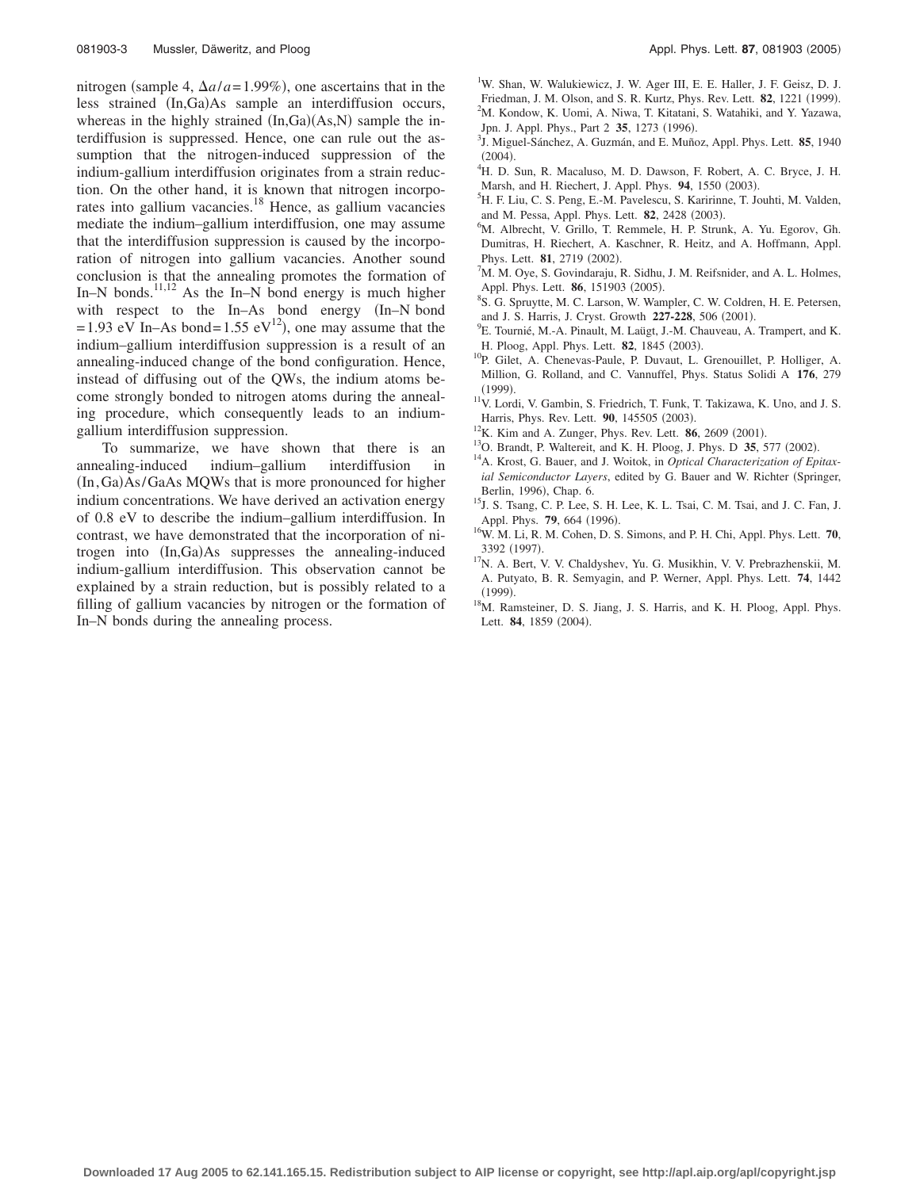nitrogen (sample 4, $\Delta a/a = 1.99\%$), one ascertains that in the less strained (In,Ga)As sample an interdiffusion occurs, whereas in the highly strained (In,Ga)(As,N) sample the interdiffusion is suppressed. Hence, one can rule out the assumption that the nitrogen-induced suppression of the indium-gallium interdiffusion originates from a strain reduction. On the other hand, it is known that nitrogen incorporates into gallium vacancies.[18] Hence, as gallium vacancies mediate the indium–gallium interdiffusion, one may assume that the interdiffusion suppression is caused by the incorporation of nitrogen into gallium vacancies. Another sound conclusion is that the annealing promotes the formation of In–N bonds.[11,12] As the In–N bond energy is much higher with respect to the In–As bond energy (In–N bond $= 1.93$ eV In–As bond $= 1.55$ eV[12]), one may assume that the indium–gallium interdiffusion suppression is a result of an annealing-induced change of the bond configuration. Hence, instead of diffusing out of the QWs, the indium atoms become strongly bonded to nitrogen atoms during the annealing procedure, which consequently leads to an indium-gallium interdiffusion suppression.

To summarize, we have shown that there is an annealing-induced indium–gallium interdiffusion in (In,Ga)As/GaAs MQWs that is more pronounced for higher indium concentrations. We have derived an activation energy of 0.8 eV to describe the indium–gallium interdiffusion. In contrast, we have demonstrated that the incorporation of nitrogen into (In,Ga)As suppresses the annealing-induced indium-gallium interdiffusion. This observation cannot be explained by a strain reduction, but is possibly related to a filling of gallium vacancies by nitrogen or the formation of In–N bonds during the annealing process.

[1] W. Shan, W. Walukiewicz, J. W. Ager III, E. E. Haller, J. F. Geisz, D. J. Friedman, J. M. Olson, and S. R. Kurtz, Phys. Rev. Lett. **82**, 1221 (1999).

[2] M. Kondow, K. Uomi, A. Niwa, T. Kitatani, S. Watahiki, and Y. Yazawa, Jpn. J. Appl. Phys., Part 2 **35**, 1273 (1996).

[3] J. Miguel-Sánchez, A. Guzmán, and E. Muñoz, Appl. Phys. Lett. **85**, 1940 (2004).

[4] H. D. Sun, R. Macaluso, M. D. Dawson, F. Robert, A. C. Bryce, J. H. Marsh, and H. Riechert, J. Appl. Phys. **94**, 1550 (2003).

[5] H. F. Liu, C. S. Peng, E.-M. Pavelescu, S. Karirinne, T. Jouhti, M. Valden, and M. Pessa, Appl. Phys. Lett. **82**, 2428 (2003).

[6] M. Albrecht, V. Grillo, T. Remmele, H. P. Strunk, A. Yu. Egorov, Gh. Dumitras, H. Riechert, A. Kaschner, R. Heitz, and A. Hoffmann, Appl. Phys. Lett. **81**, 2719 (2002).

[7] M. M. Oye, S. Govindaraju, R. Sidhu, J. M. Reifsnider, and A. L. Holmes, Appl. Phys. Lett. **86**, 151903 (2005).

[8] S. G. Spruytte, M. C. Larson, W. Wampler, C. W. Coldren, H. E. Petersen, and J. S. Harris, J. Cryst. Growth **227-228**, 506 (2001).

[9] E. Tournié, M.-A. Pinault, M. Laügt, J.-M. Chauveau, A. Trampert, and K. H. Ploog, Appl. Phys. Lett. **82**, 1845 (2003).

[10] P. Gilet, A. Chenevas-Paule, P. Duvaut, L. Grenouillet, P. Holliger, A. Million, G. Rolland, and C. Vannuffel, Phys. Status Solidi A **176**, 279 (1999).

[11] V. Lordi, V. Gambin, S. Friedrich, T. Funk, T. Takizawa, K. Uno, and J. S. Harris, Phys. Rev. Lett. **90**, 145505 (2003).

[12] K. Kim and A. Zunger, Phys. Rev. Lett. **86**, 2609 (2001).

[13] O. Brandt, P. Waltereit, and K. H. Ploog, J. Phys. D **35**, 577 (2002).

[14] A. Krost, G. Bauer, and J. Woitok, in *Optical Characterization of Epitaxial Semiconductor Layers*, edited by G. Bauer and W. Richter (Springer, Berlin, 1996), Chap. 6.

[15] J. S. Tsang, C. P. Lee, S. H. Lee, K. L. Tsai, C. M. Tsai, and J. C. Fan, J. Appl. Phys. **79**, 664 (1996).

[16] W. M. Li, R. M. Cohen, D. S. Simons, and P. H. Chi, Appl. Phys. Lett. **70**, 3392 (1997).

[17] N. A. Bert, V. V. Chaldyshev, Yu. G. Musikhin, V. V. Prebrazhenskii, M. A. Putyato, B. R. Semyagin, and P. Werner, Appl. Phys. Lett. **74**, 1442 (1999).

[18] M. Ramsteiner, D. S. Jiang, J. S. Harris, and K. H. Ploog, Appl. Phys. Lett. **84**, 1859 (2004).